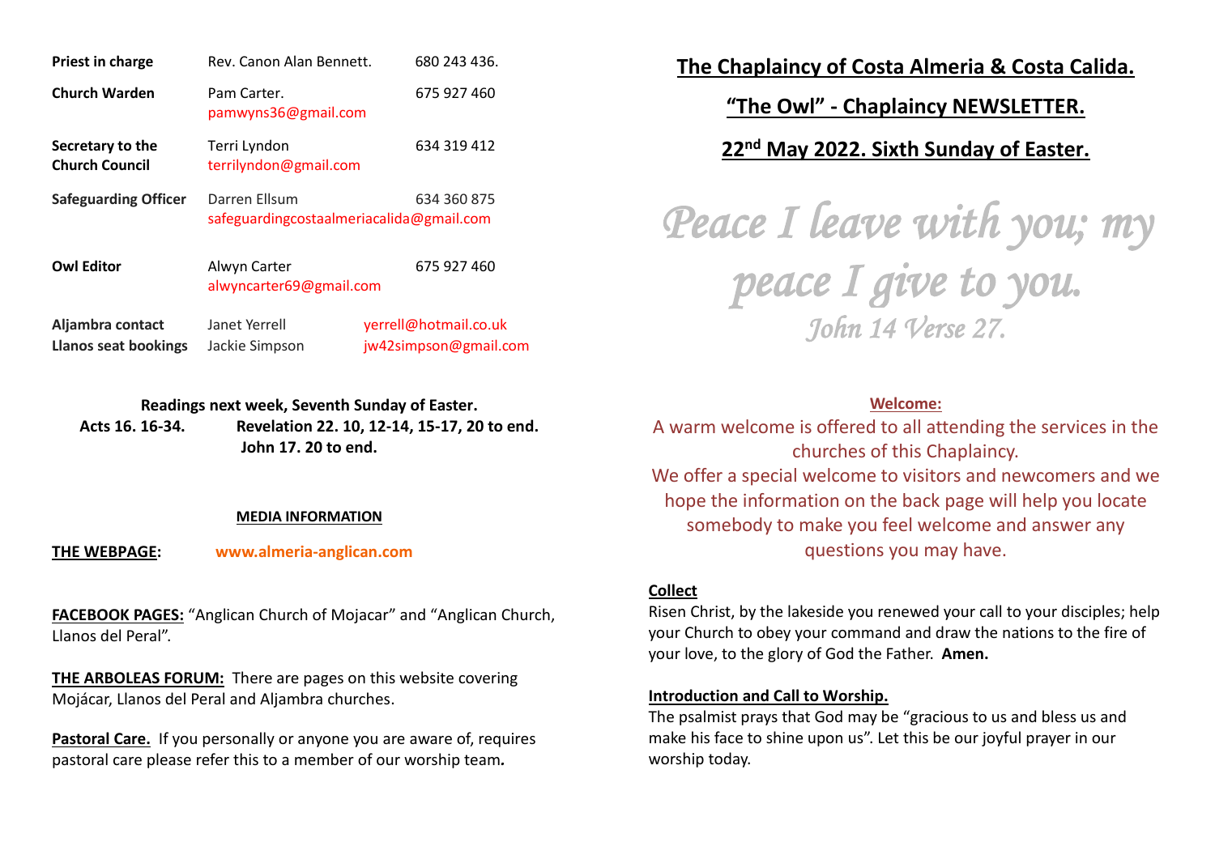| | | |
|---|---|---|
| **Priest in charge** | Rev. Canon Alan Bennett. | 680 243 436. |
| **Church Warden** | Pam Carter. pamwyns36@gmail.com | 675 927 460 |
| **Secretary to the Church Council** | Terri Lyndon terrilyndon@gmail.com | 634 319 412 |
| **Safeguarding Officer** | Darren Ellsum safeguardingcostaalmeriacalida@gmail.com | 634 360 875 |
| **Owl Editor** | Alwyn Carter alwyncarter69@gmail.com | 675 927 460 |
| **Aljambra contact** | Janet Yerrell | yerrell@hotmail.co.uk |
| **Llanos seat bookings** | Jackie Simpson | jw42simpson@gmail.com |

**Readings next week, Seventh Sunday of Easter.**

**Acts 16. 16-34. Revelation 22. 10, 12-14, 15-17, 20 to end.**

**John 17. 20 to end.**

**MEDIA INFORMATION**

**THE WEBPAGE:** **www.almeria-anglican.com**

**FACEBOOK PAGES:** "Anglican Church of Mojacar" and "Anglican Church, Llanos del Peral".

**THE ARBOLEAS FORUM:** There are pages on this website covering Mojácar, Llanos del Peral and Aljambra churches.

**Pastoral Care.** If you personally or anyone you are aware of, requires pastoral care please refer this to a member of our worship team.

# The Chaplaincy of Costa Almeria & Costa Calida.

## "The Owl" - Chaplaincy NEWSLETTER.

## 22nd May 2022. Sixth Sunday of Easter.

*Peace I leave with you; my peace I give to you.*

*John 14 Verse 27.*

**Welcome:**

A warm welcome is offered to all attending the services in the churches of this Chaplaincy.

We offer a special welcome to visitors and newcomers and we hope the information on the back page will help you locate somebody to make you feel welcome and answer any questions you may have.

**Collect**

Risen Christ, by the lakeside you renewed your call to your disciples; help your Church to obey your command and draw the nations to the fire of your love, to the glory of God the Father. **Amen.**

**Introduction and Call to Worship.**

The psalmist prays that God may be "gracious to us and bless us and make his face to shine upon us". Let this be our joyful prayer in our worship today.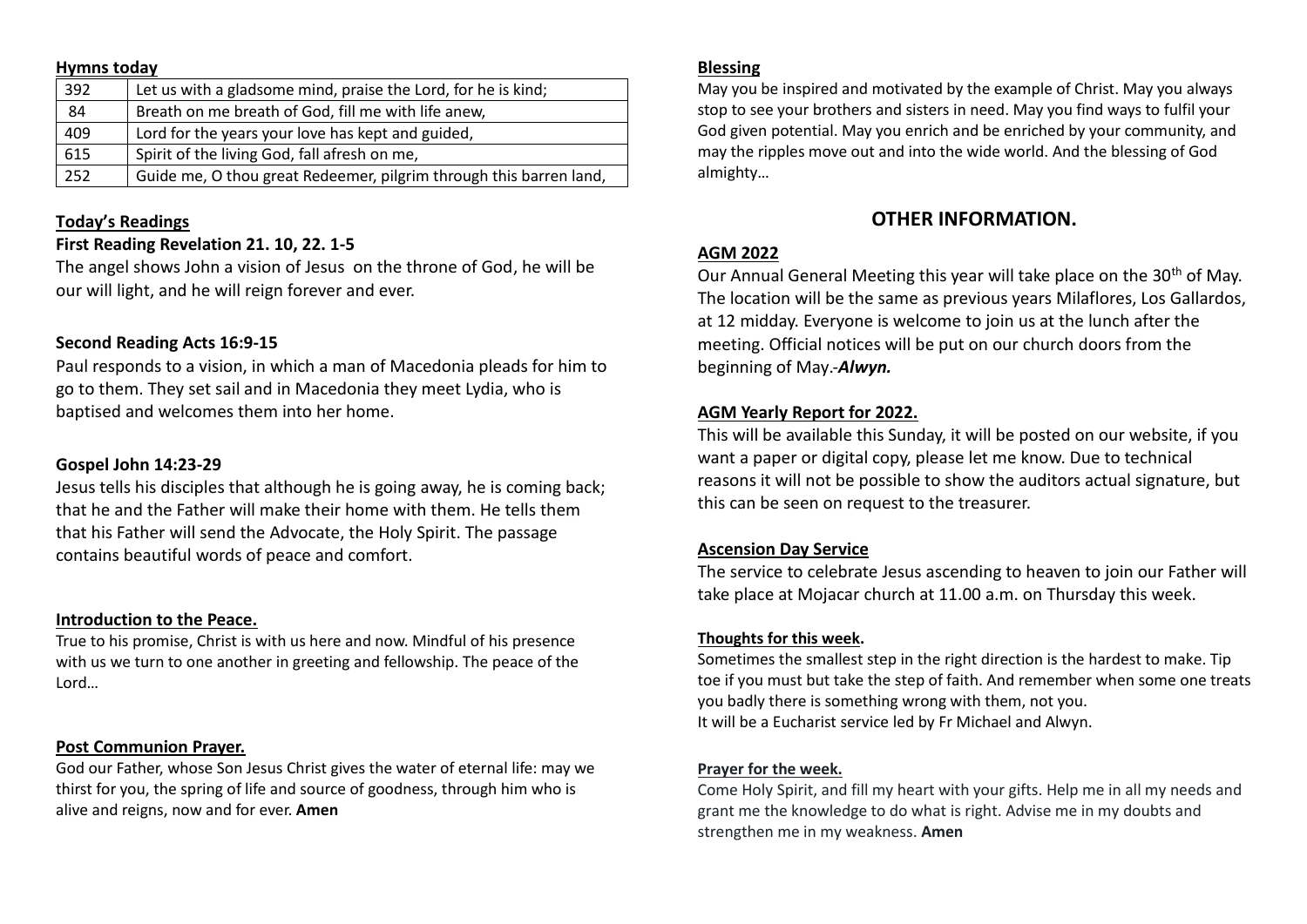**Hymns today**

| | |
|---|---|
| 392 | Let us with a gladsome mind, praise the Lord, for he is kind; |
| 84 | Breath on me breath of God, fill me with life anew, |
| 409 | Lord for the years your love has kept and guided, |
| 615 | Spirit of the living God, fall afresh on me, |
| 252 | Guide me, O thou great Redeemer, pilgrim through this barren land, |

**Today's Readings**

**First Reading Revelation 21. 10, 22. 1-5**

The angel shows John a vision of Jesus on the throne of God, he will be our will light, and he will reign forever and ever.

**Second Reading Acts 16:9-15**

Paul responds to a vision, in which a man of Macedonia pleads for him to go to them. They set sail and in Macedonia they meet Lydia, who is baptised and welcomes them into her home.

**Gospel John 14:23-29**

Jesus tells his disciples that although he is going away, he is coming back; that he and the Father will make their home with them. He tells them that his Father will send the Advocate, the Holy Spirit. The passage contains beautiful words of peace and comfort.

**Introduction to the Peace.**

True to his promise, Christ is with us here and now. Mindful of his presence with us we turn to one another in greeting and fellowship. The peace of the Lord…

**Post Communion Prayer.**

God our Father, whose Son Jesus Christ gives the water of eternal life: may we thirst for you, the spring of life and source of goodness, through him who is alive and reigns, now and for ever. **Amen**

**Blessing**

May you be inspired and motivated by the example of Christ. May you always stop to see your brothers and sisters in need. May you find ways to fulfil your God given potential. May you enrich and be enriched by your community, and may the ripples move out and into the wide world. And the blessing of God almighty…

## OTHER INFORMATION.

**AGM 2022**

Our Annual General Meeting this year will take place on the 30th of May. The location will be the same as previous years Milaflores, Los Gallardos, at 12 midday. Everyone is welcome to join us at the lunch after the meeting. Official notices will be put on our church doors from the beginning of May.-***Alwyn.***

**AGM Yearly Report for 2022.**

This will be available this Sunday, it will be posted on our website, if you want a paper or digital copy, please let me know. Due to technical reasons it will not be possible to show the auditors actual signature, but this can be seen on request to the treasurer.

**Ascension Day Service**

The service to celebrate Jesus ascending to heaven to join our Father will take place at Mojacar church at 11.00 a.m. on Thursday this week.

**Thoughts for this week.**

Sometimes the smallest step in the right direction is the hardest to make. Tip toe if you must but take the step of faith. And remember when some one treats you badly there is something wrong with them, not you.
It will be a Eucharist service led by Fr Michael and Alwyn.

**Prayer for the week.**

Come Holy Spirit, and fill my heart with your gifts. Help me in all my needs and grant me the knowledge to do what is right. Advise me in my doubts and strengthen me in my weakness. **Amen**